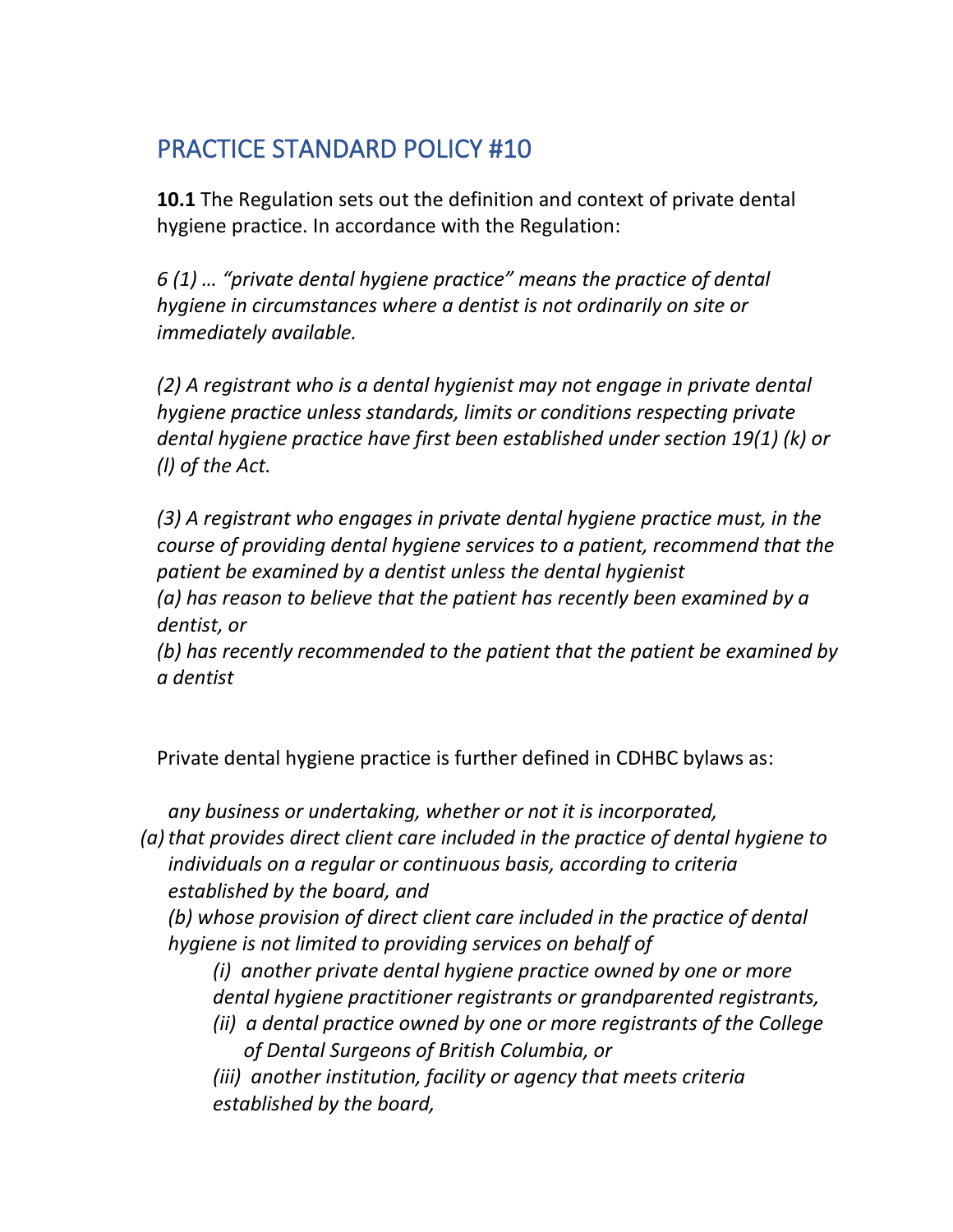# PRACTICE STANDARD POLICY #10

**10.1** The Regulation sets out the definition and context of private dental hygiene practice. In accordance with the Regulation:

*6 (1) … "private dental hygiene practice" means the practice of dental hygiene in circumstances where a dentist is not ordinarily on site or immediately available.*

*(2) A registrant who is a dental hygienist may not engage in private dental hygiene practice unless standards, limits or conditions respecting private dental hygiene practice have first been established under section 19(1) (k) or (l) of the Act.*

*(3) A registrant who engages in private dental hygiene practice must, in the course of providing dental hygiene services to a patient, recommend that the patient be examined by a dentist unless the dental hygienist*
*(a) has reason to believe that the patient has recently been examined by a dentist, or*
*(b) has recently recommended to the patient that the patient be examined by a dentist*

Private dental hygiene practice is further defined in CDHBC bylaws as:

*any business or undertaking, whether or not it is incorporated,*

*(a) that provides direct client care included in the practice of dental hygiene to individuals on a regular or continuous basis, according to criteria established by the board, and*

*(b) whose provision of direct client care included in the practice of dental hygiene is not limited to providing services on behalf of*

- *(i) another private dental hygiene practice owned by one or more dental hygiene practitioner registrants or grandparented registrants,*
- *(ii) a dental practice owned by one or more registrants of the College of Dental Surgeons of British Columbia, or*
- *(iii) another institution, facility or agency that meets criteria established by the board,*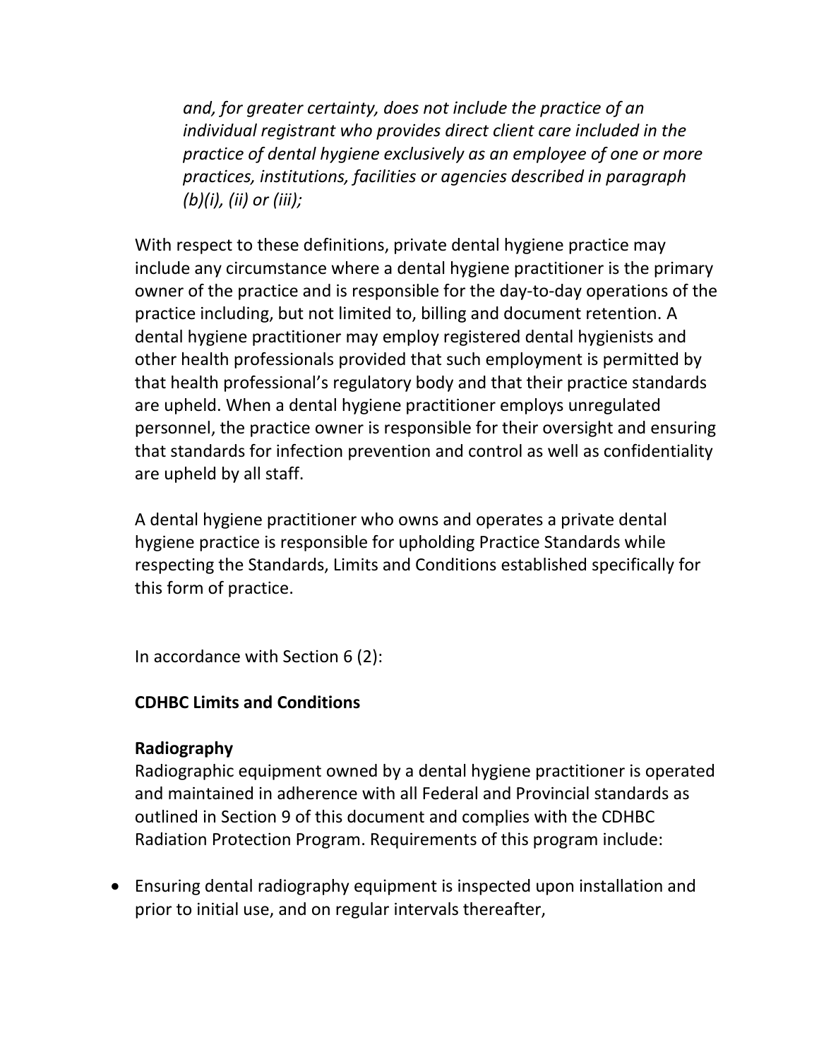*and, for greater certainty, does not include the practice of an individual registrant who provides direct client care included in the practice of dental hygiene exclusively as an employee of one or more practices, institutions, facilities or agencies described in paragraph (b)(i), (ii) or (iii);*

With respect to these definitions, private dental hygiene practice may include any circumstance where a dental hygiene practitioner is the primary owner of the practice and is responsible for the day-to-day operations of the practice including, but not limited to, billing and document retention. A dental hygiene practitioner may employ registered dental hygienists and other health professionals provided that such employment is permitted by that health professional's regulatory body and that their practice standards are upheld. When a dental hygiene practitioner employs unregulated personnel, the practice owner is responsible for their oversight and ensuring that standards for infection prevention and control as well as confidentiality are upheld by all staff.

A dental hygiene practitioner who owns and operates a private dental hygiene practice is responsible for upholding Practice Standards while respecting the Standards, Limits and Conditions established specifically for this form of practice.

In accordance with Section 6 (2):

**CDHBC Limits and Conditions**

**Radiography**

Radiographic equipment owned by a dental hygiene practitioner is operated and maintained in adherence with all Federal and Provincial standards as outlined in Section 9 of this document and complies with the CDHBC Radiation Protection Program. Requirements of this program include:

- Ensuring dental radiography equipment is inspected upon installation and prior to initial use, and on regular intervals thereafter,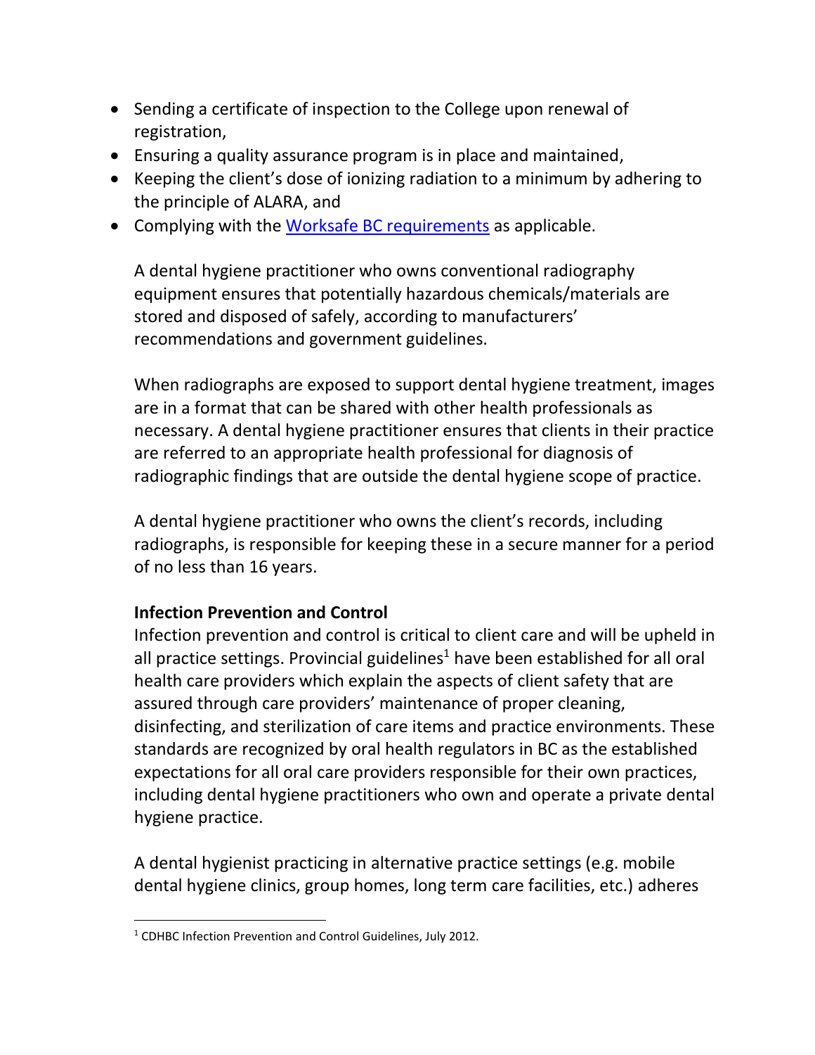- Sending a certificate of inspection to the College upon renewal of registration,
- Ensuring a quality assurance program is in place and maintained,
- Keeping the client's dose of ionizing radiation to a minimum by adhering to the principle of ALARA, and
- Complying with the [Worksafe BC requirements]() as applicable.

A dental hygiene practitioner who owns conventional radiography equipment ensures that potentially hazardous chemicals/materials are stored and disposed of safely, according to manufacturers' recommendations and government guidelines.

When radiographs are exposed to support dental hygiene treatment, images are in a format that can be shared with other health professionals as necessary. A dental hygiene practitioner ensures that clients in their practice are referred to an appropriate health professional for diagnosis of radiographic findings that are outside the dental hygiene scope of practice.

A dental hygiene practitioner who owns the client's records, including radiographs, is responsible for keeping these in a secure manner for a period of no less than 16 years.

**Infection Prevention and Control**

Infection prevention and control is critical to client care and will be upheld in all practice settings. Provincial guidelines[1] have been established for all oral health care providers which explain the aspects of client safety that are assured through care providers' maintenance of proper cleaning, disinfecting, and sterilization of care items and practice environments. These standards are recognized by oral health regulators in BC as the established expectations for all oral care providers responsible for their own practices, including dental hygiene practitioners who own and operate a private dental hygiene practice.

A dental hygienist practicing in alternative practice settings (e.g. mobile dental hygiene clinics, group homes, long term care facilities, etc.) adheres

[1] CDHBC Infection Prevention and Control Guidelines, July 2012.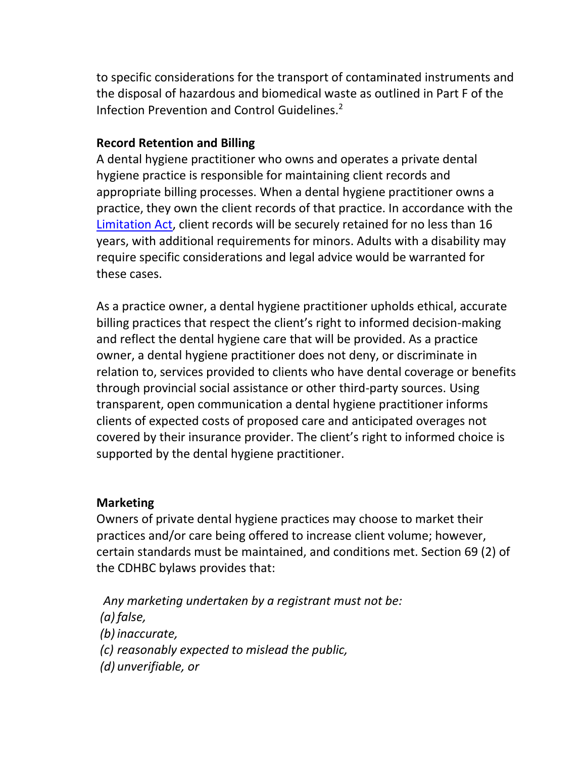to specific considerations for the transport of contaminated instruments and the disposal of hazardous and biomedical waste as outlined in Part F of the Infection Prevention and Control Guidelines.[2]

**Record Retention and Billing**

A dental hygiene practitioner who owns and operates a private dental hygiene practice is responsible for maintaining client records and appropriate billing processes. When a dental hygiene practitioner owns a practice, they own the client records of that practice. In accordance with the Limitation Act, client records will be securely retained for no less than 16 years, with additional requirements for minors. Adults with a disability may require specific considerations and legal advice would be warranted for these cases.

As a practice owner, a dental hygiene practitioner upholds ethical, accurate billing practices that respect the client's right to informed decision-making and reflect the dental hygiene care that will be provided. As a practice owner, a dental hygiene practitioner does not deny, or discriminate in relation to, services provided to clients who have dental coverage or benefits through provincial social assistance or other third-party sources. Using transparent, open communication a dental hygiene practitioner informs clients of expected costs of proposed care and anticipated overages not covered by their insurance provider. The client's right to informed choice is supported by the dental hygiene practitioner.

**Marketing**

Owners of private dental hygiene practices may choose to market their practices and/or care being offered to increase client volume; however, certain standards must be maintained, and conditions met. Section 69 (2) of the CDHBC bylaws provides that:

*Any marketing undertaken by a registrant must not be:*
*(a) false,*
*(b) inaccurate,*
*(c) reasonably expected to mislead the public,*
*(d) unverifiable, or*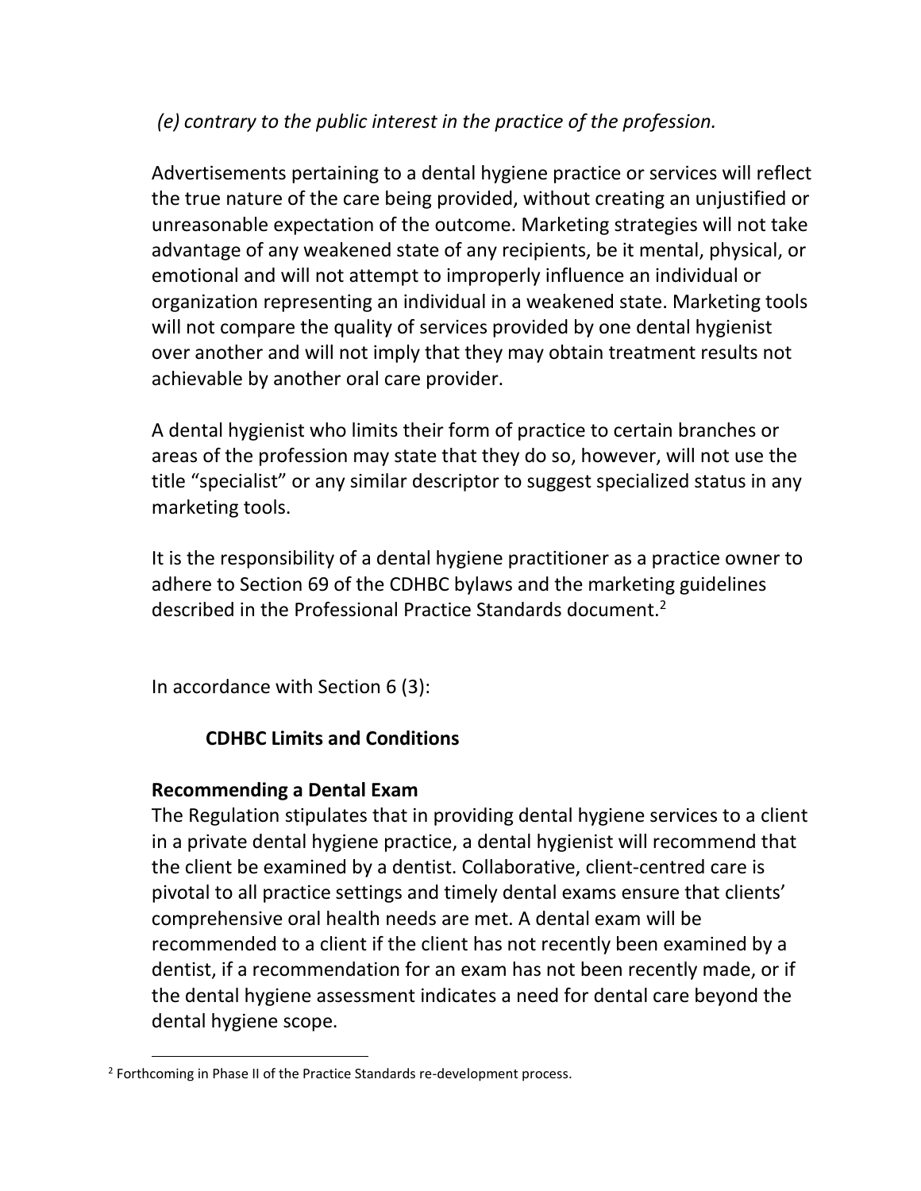*(e) contrary to the public interest in the practice of the profession.*

Advertisements pertaining to a dental hygiene practice or services will reflect the true nature of the care being provided, without creating an unjustified or unreasonable expectation of the outcome. Marketing strategies will not take advantage of any weakened state of any recipients, be it mental, physical, or emotional and will not attempt to improperly influence an individual or organization representing an individual in a weakened state. Marketing tools will not compare the quality of services provided by one dental hygienist over another and will not imply that they may obtain treatment results not achievable by another oral care provider.

A dental hygienist who limits their form of practice to certain branches or areas of the profession may state that they do so, however, will not use the title "specialist" or any similar descriptor to suggest specialized status in any marketing tools.

It is the responsibility of a dental hygiene practitioner as a practice owner to adhere to Section 69 of the CDHBC bylaws and the marketing guidelines described in the Professional Practice Standards document.[2]

In accordance with Section 6 (3):

**CDHBC Limits and Conditions**

**Recommending a Dental Exam**

The Regulation stipulates that in providing dental hygiene services to a client in a private dental hygiene practice, a dental hygienist will recommend that the client be examined by a dentist. Collaborative, client-centred care is pivotal to all practice settings and timely dental exams ensure that clients' comprehensive oral health needs are met. A dental exam will be recommended to a client if the client has not recently been examined by a dentist, if a recommendation for an exam has not been recently made, or if the dental hygiene assessment indicates a need for dental care beyond the dental hygiene scope.

[2] Forthcoming in Phase II of the Practice Standards re-development process.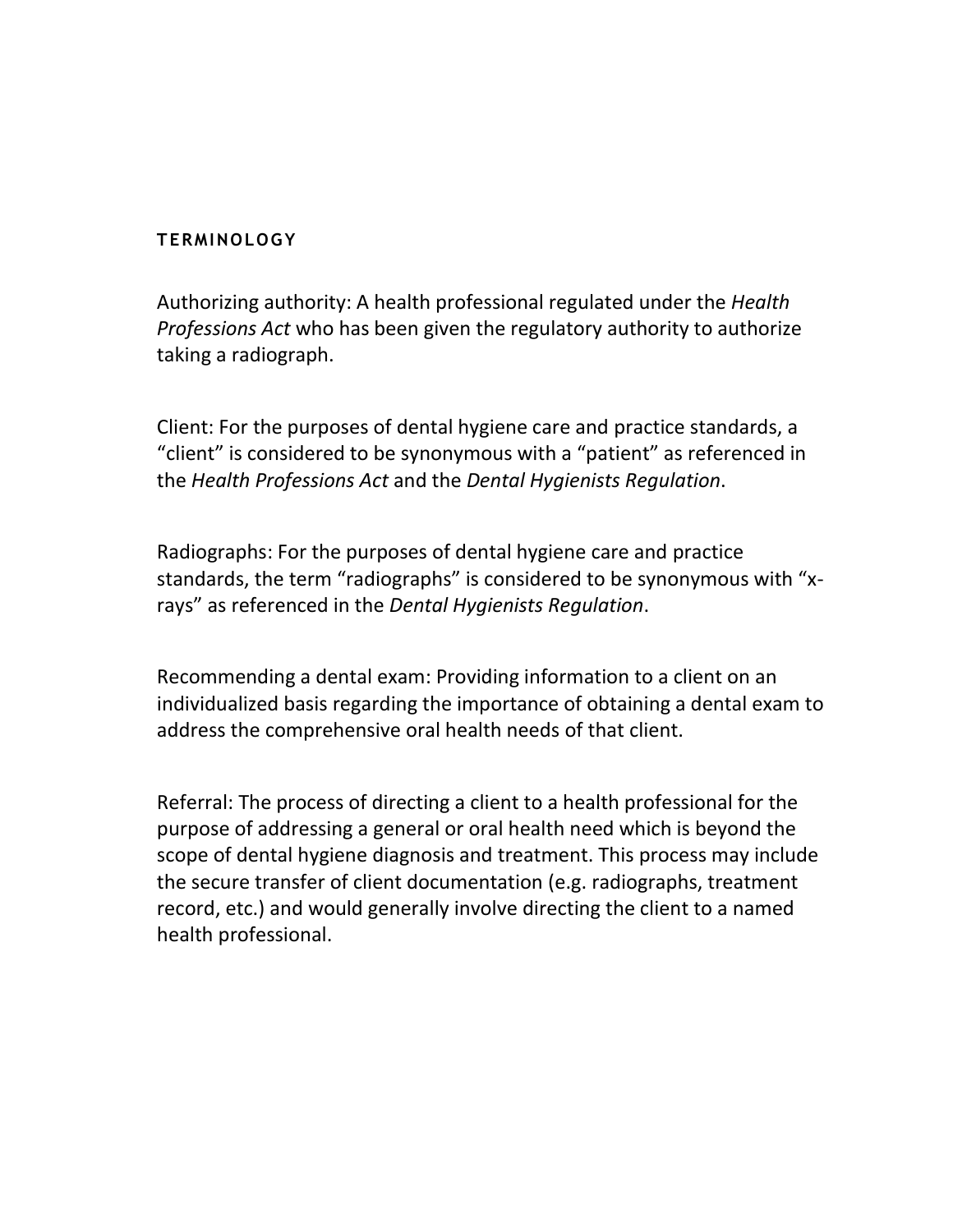## TERMINOLOGY

Authorizing authority: A health professional regulated under the *Health Professions Act* who has been given the regulatory authority to authorize taking a radiograph.

Client: For the purposes of dental hygiene care and practice standards, a "client" is considered to be synonymous with a "patient" as referenced in the *Health Professions Act* and the *Dental Hygienists Regulation*.

Radiographs: For the purposes of dental hygiene care and practice standards, the term "radiographs" is considered to be synonymous with "x-rays" as referenced in the *Dental Hygienists Regulation*.

Recommending a dental exam: Providing information to a client on an individualized basis regarding the importance of obtaining a dental exam to address the comprehensive oral health needs of that client.

Referral: The process of directing a client to a health professional for the purpose of addressing a general or oral health need which is beyond the scope of dental hygiene diagnosis and treatment. This process may include the secure transfer of client documentation (e.g. radiographs, treatment record, etc.) and would generally involve directing the client to a named health professional.